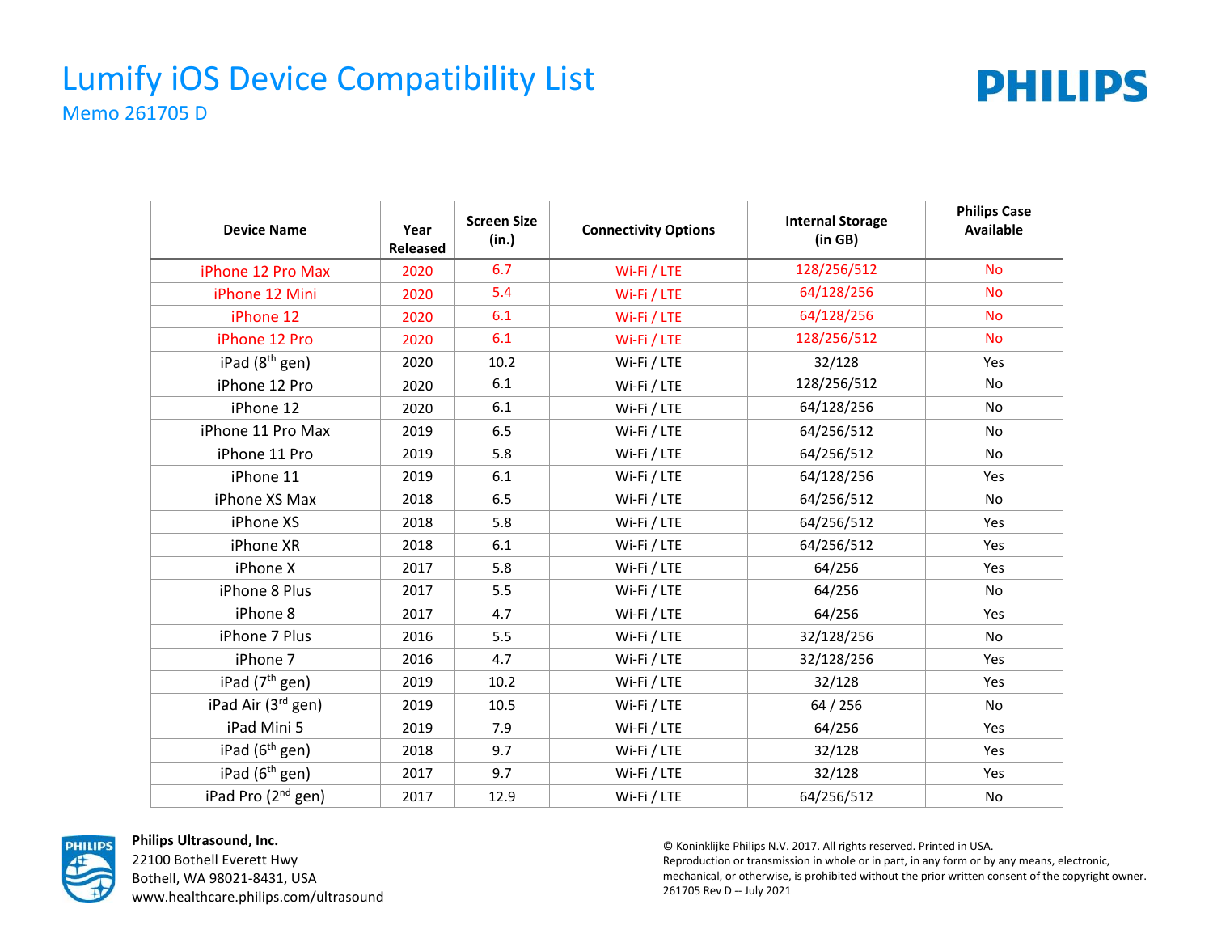# Lumify iOS Device Compatibility List

Memo 261705 D

PHILIPS

| Device Name | Year Released | Screen Size (in.) | Connectivity Options | Internal Storage (in GB) | Philips Case Available |
|---|---|---|---|---|---|
| iPhone 12 Pro Max | 2020 | 6.7 | Wi-Fi / LTE | 128/256/512 | No |
| iPhone 12 Mini | 2020 | 5.4 | Wi-Fi / LTE | 64/128/256 | No |
| iPhone 12 | 2020 | 6.1 | Wi-Fi / LTE | 64/128/256 | No |
| iPhone 12 Pro | 2020 | 6.1 | Wi-Fi / LTE | 128/256/512 | No |
| iPad (8th gen) | 2020 | 10.2 | Wi-Fi / LTE | 32/128 | Yes |
| iPhone 12 Pro | 2020 | 6.1 | Wi-Fi / LTE | 128/256/512 | No |
| iPhone 12 | 2020 | 6.1 | Wi-Fi / LTE | 64/128/256 | No |
| iPhone 11 Pro Max | 2019 | 6.5 | Wi-Fi / LTE | 64/256/512 | No |
| iPhone 11 Pro | 2019 | 5.8 | Wi-Fi / LTE | 64/256/512 | No |
| iPhone 11 | 2019 | 6.1 | Wi-Fi / LTE | 64/128/256 | Yes |
| iPhone XS Max | 2018 | 6.5 | Wi-Fi / LTE | 64/256/512 | No |
| iPhone XS | 2018 | 5.8 | Wi-Fi / LTE | 64/256/512 | Yes |
| iPhone XR | 2018 | 6.1 | Wi-Fi / LTE | 64/256/512 | Yes |
| iPhone X | 2017 | 5.8 | Wi-Fi / LTE | 64/256 | Yes |
| iPhone 8 Plus | 2017 | 5.5 | Wi-Fi / LTE | 64/256 | No |
| iPhone 8 | 2017 | 4.7 | Wi-Fi / LTE | 64/256 | Yes |
| iPhone 7 Plus | 2016 | 5.5 | Wi-Fi / LTE | 32/128/256 | No |
| iPhone 7 | 2016 | 4.7 | Wi-Fi / LTE | 32/128/256 | Yes |
| iPad (7th gen) | 2019 | 10.2 | Wi-Fi / LTE | 32/128 | Yes |
| iPad Air (3rd gen) | 2019 | 10.5 | Wi-Fi / LTE | 64 / 256 | No |
| iPad Mini 5 | 2019 | 7.9 | Wi-Fi / LTE | 64/256 | Yes |
| iPad (6th gen) | 2018 | 9.7 | Wi-Fi / LTE | 32/128 | Yes |
| iPad (6th gen) | 2017 | 9.7 | Wi-Fi / LTE | 32/128 | Yes |
| iPad Pro (2nd gen) | 2017 | 12.9 | Wi-Fi / LTE | 64/256/512 | No |

**Philips Ultrasound, Inc.**
22100 Bothell Everett Hwy
Bothell, WA 98021-8431, USA
www.healthcare.philips.com/ultrasound

© Koninklijke Philips N.V. 2017. All rights reserved. Printed in USA.
Reproduction or transmission in whole or in part, in any form or by any means, electronic, mechanical, or otherwise, is prohibited without the prior written consent of the copyright owner.
261705 Rev D -- July 2021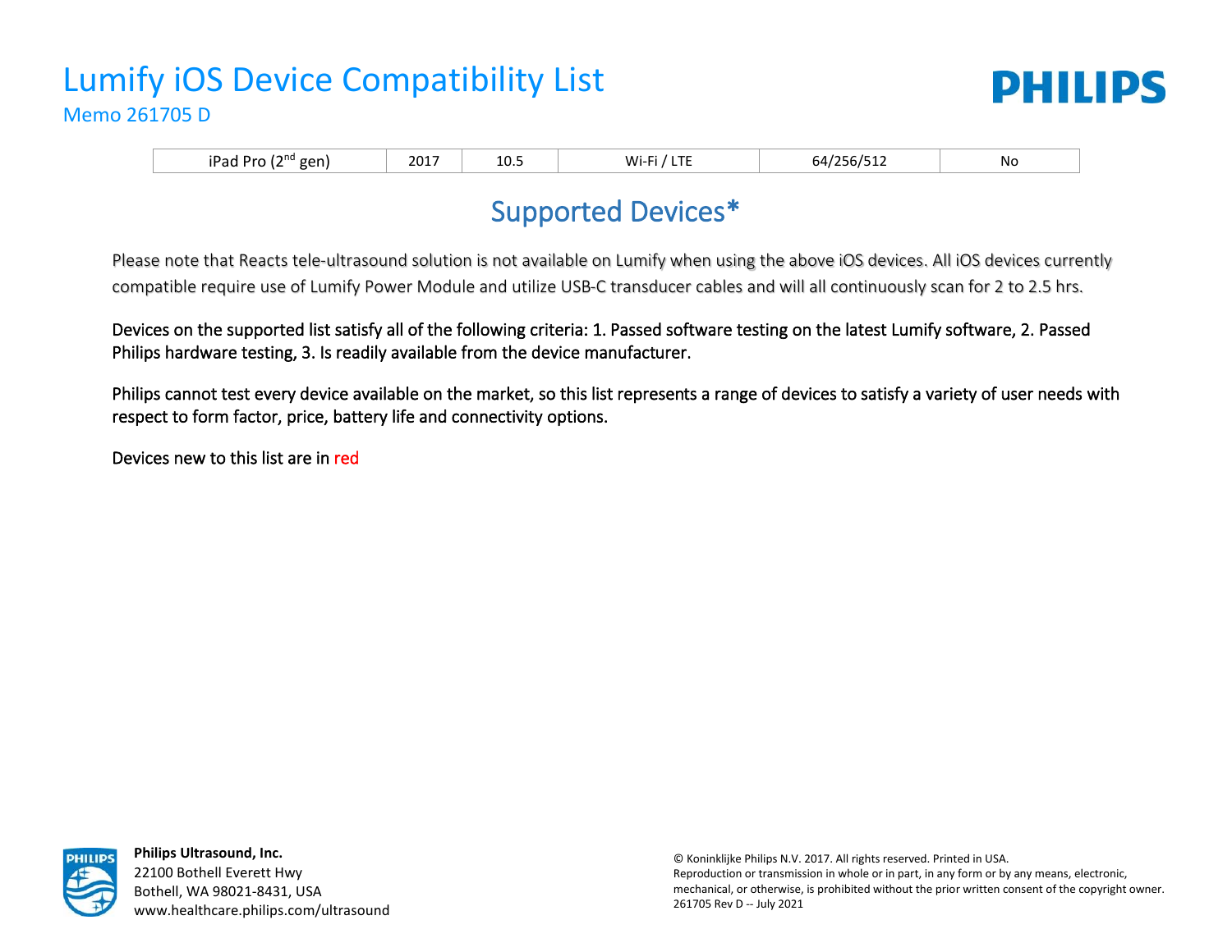# Lumify iOS Device Compatibility List

Memo 261705 D

| iPad Pro (2nd gen) | 2017 | 10.5 | Wi-Fi / LTE | 64/256/512 | No |
|---|---|---|---|---|---|

## Supported Devices*

Please note that Reacts tele-ultrasound solution is not available on Lumify when using the above iOS devices. All iOS devices currently compatible require use of Lumify Power Module and utilize USB-C transducer cables and will all continuously scan for 2 to 2.5 hrs.

Devices on the supported list satisfy all of the following criteria: 1. Passed software testing on the latest Lumify software, 2. Passed Philips hardware testing, 3. Is readily available from the device manufacturer.

Philips cannot test every device available on the market, so this list represents a range of devices to satisfy a variety of user needs with respect to form factor, price, battery life and connectivity options.

Devices new to this list are in red

**Philips Ultrasound, Inc.**
22100 Bothell Everett Hwy
Bothell, WA 98021-8431, USA
www.healthcare.philips.com/ultrasound

© Koninklijke Philips N.V. 2017. All rights reserved. Printed in USA.
Reproduction or transmission in whole or in part, in any form or by any means, electronic, mechanical, or otherwise, is prohibited without the prior written consent of the copyright owner.
261705 Rev D -- July 2021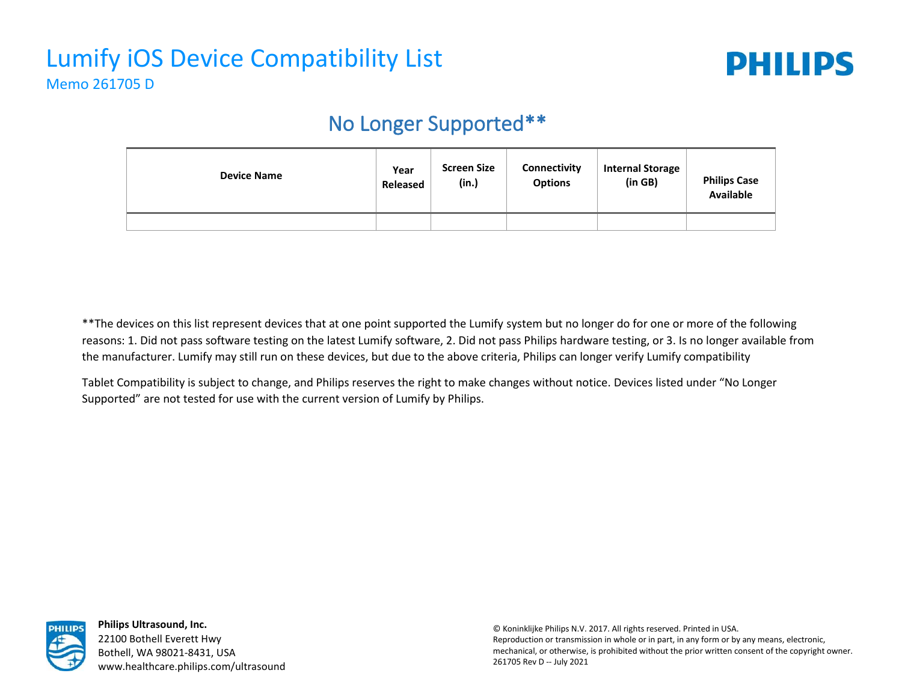# Lumify iOS Device Compatibility List

Memo 261705 D

## No Longer Supported**

| Device Name | Year Released | Screen Size (in.) | Connectivity Options | Internal Storage (in GB) | Philips Case Available |
|---|---|---|---|---|---|
| | | | | | |

**The devices on this list represent devices that at one point supported the Lumify system but no longer do for one or more of the following reasons: 1. Did not pass software testing on the latest Lumify software, 2. Did not pass Philips hardware testing, or 3. Is no longer available from the manufacturer. Lumify may still run on these devices, but due to the above criteria, Philips can longer verify Lumify compatibility

Tablet Compatibility is subject to change, and Philips reserves the right to make changes without notice. Devices listed under "No Longer Supported" are not tested for use with the current version of Lumify by Philips.

**Philips Ultrasound, Inc.**
22100 Bothell Everett Hwy
Bothell, WA 98021-8431, USA
www.healthcare.philips.com/ultrasound

© Koninklijke Philips N.V. 2017. All rights reserved. Printed in USA.
Reproduction or transmission in whole or in part, in any form or by any means, electronic, mechanical, or otherwise, is prohibited without the prior written consent of the copyright owner.
261705 Rev D -- July 2021